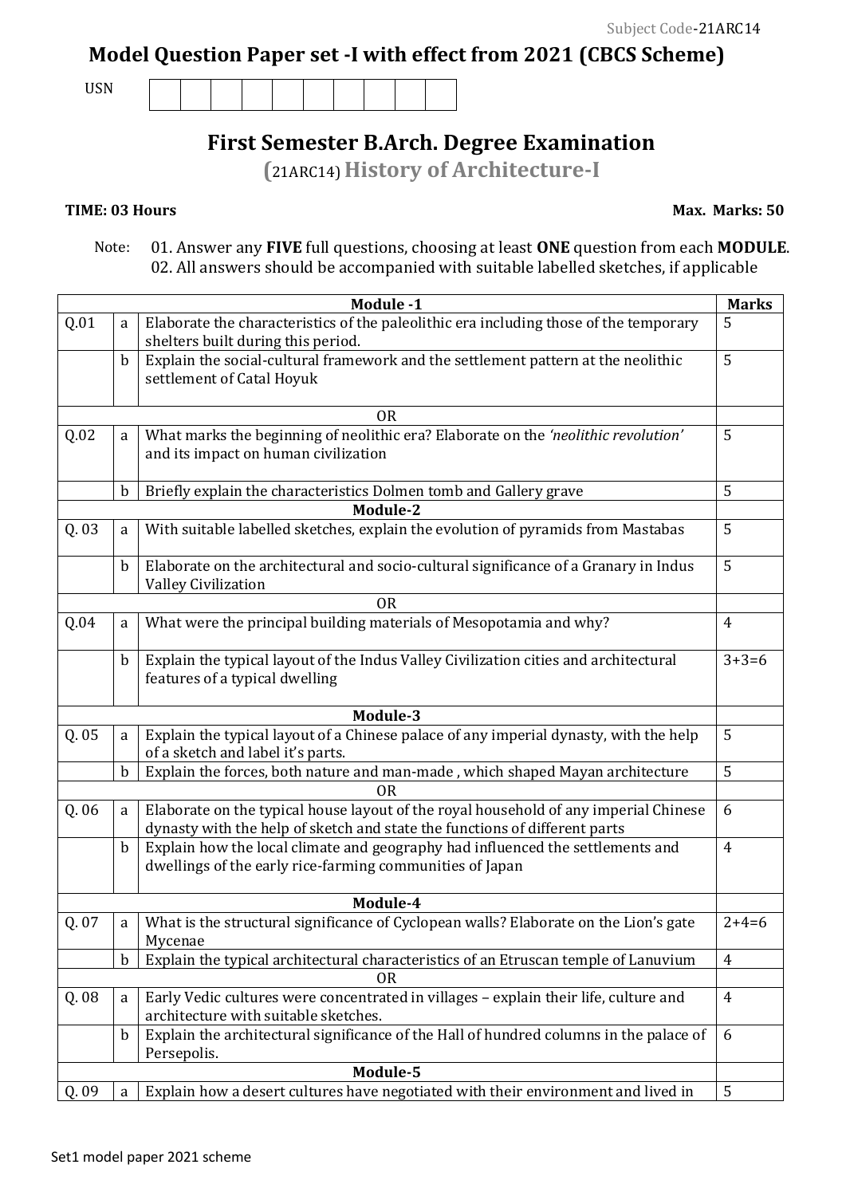Subject Code-21ARC14

# Model Question Paper set -I with effect from 2021 (CBCS Scheme)

USN | | | | | | | | | | |

## First Semester B.Arch. Degree Examination

## (21ARC14) History of Architecture-I

**TIME: 03 Hours** **Max. Marks: 50**

Note: 01. Answer any **FIVE** full questions, choosing at least **ONE** question from each **MODULE**.
02. All answers should be accompanied with suitable labelled sketches, if applicable

| | | **Module -1** | **Marks** |
|---|---|---|---|
| Q.01 | a | Elaborate the characteristics of the paleolithic era including those of the temporary shelters built during this period. | 5 |
| | b | Explain the social-cultural framework and the settlement pattern at the neolithic settlement of Catal Hoyuk | 5 |
| | | OR | |
| Q.02 | a | What marks the beginning of neolithic era? Elaborate on the *'neolithic revolution'* and its impact on human civilization | 5 |
| | b | Briefly explain the characteristics Dolmen tomb and Gallery grave | 5 |
| | | **Module-2** | |
| Q. 03 | a | With suitable labelled sketches, explain the evolution of pyramids from Mastabas | 5 |
| | b | Elaborate on the architectural and socio-cultural significance of a Granary in Indus Valley Civilization | 5 |
| | | OR | |
| Q.04 | a | What were the principal building materials of Mesopotamia and why? | 4 |
| | b | Explain the typical layout of the Indus Valley Civilization cities and architectural features of a typical dwelling | 3+3=6 |
| | | **Module-3** | |
| Q. 05 | a | Explain the typical layout of a Chinese palace of any imperial dynasty, with the help of a sketch and label it's parts. | 5 |
| | b | Explain the forces, both nature and man-made , which shaped Mayan architecture | 5 |
| | | OR | |
| Q. 06 | a | Elaborate on the typical house layout of the royal household of any imperial Chinese dynasty with the help of sketch and state the functions of different parts | 6 |
| | b | Explain how the local climate and geography had influenced the settlements and dwellings of the early rice-farming communities of Japan | 4 |
| | | **Module-4** | |
| Q. 07 | a | What is the structural significance of Cyclopean walls? Elaborate on the Lion's gate Mycenae | 2+4=6 |
| | b | Explain the typical architectural characteristics of an Etruscan temple of Lanuvium | 4 |
| | | OR | |
| Q. 08 | a | Early Vedic cultures were concentrated in villages – explain their life, culture and architecture with suitable sketches. | 4 |
| | b | Explain the architectural significance of the Hall of hundred columns in the palace of Persepolis. | 6 |
| | | **Module-5** | |
| Q. 09 | a | Explain how a desert cultures have negotiated with their environment and lived in | 5 |

Set1 model paper 2021 scheme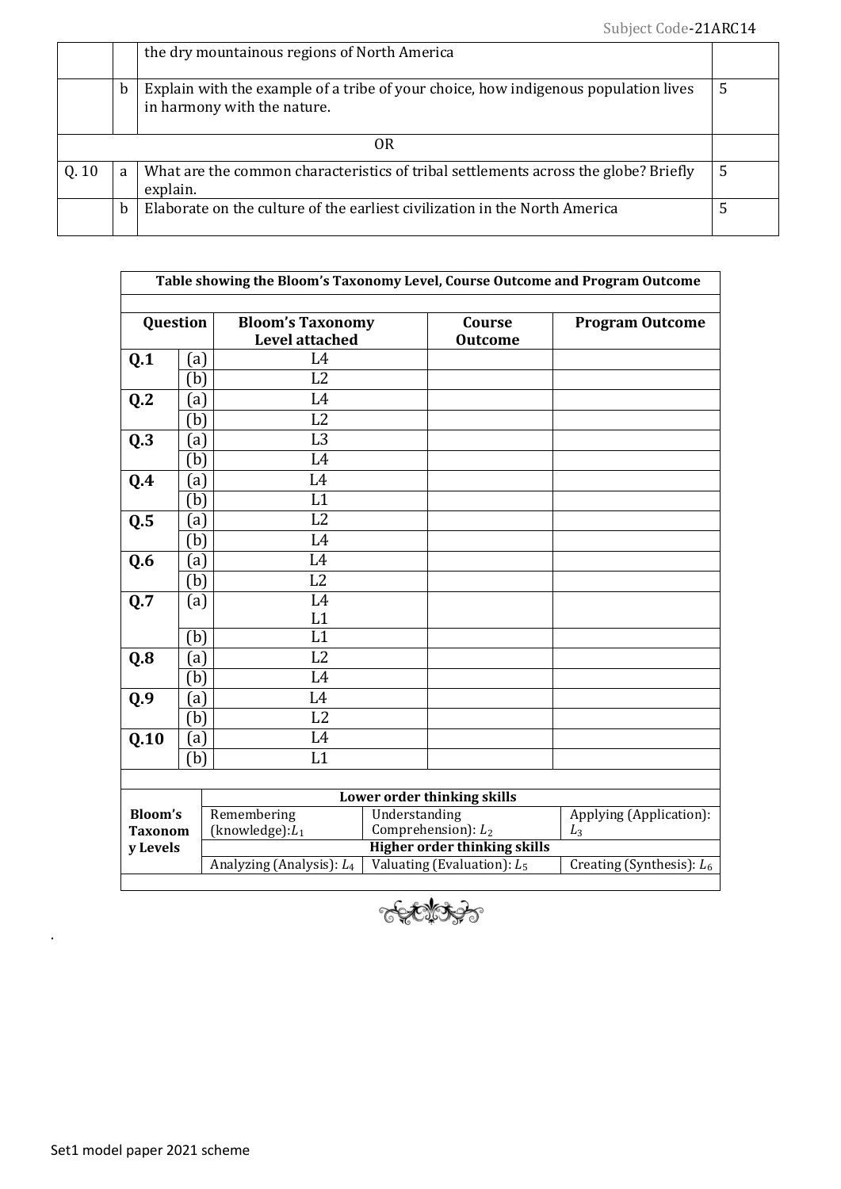| | | | |
|---|---|---|---|
| | | the dry mountainous regions of North America | |
| | b | Explain with the example of a tribe of your choice, how indigenous population lives in harmony with the nature. | 5 |
| | | OR | |
| Q. 10 | a | What are the common characteristics of tribal settlements across the globe? Briefly explain. | 5 |
| | b | Elaborate on the culture of the earliest civilization in the North America | 5 |

**Table showing the Bloom's Taxonomy Level, Course Outcome and Program Outcome**

| Question | | Bloom's Taxonomy Level attached | Course Outcome | Program Outcome |
|---|---|---|---|---|
| **Q.1** | (a) | L4 | | |
| | (b) | L2 | | |
| **Q.2** | (a) | L4 | | |
| | (b) | L2 | | |
| **Q.3** | (a) | L3 | | |
| | (b) | L4 | | |
| **Q.4** | (a) | L4 | | |
| | (b) | L1 | | |
| **Q.5** | (a) | L2 | | |
| | (b) | L4 | | |
| **Q.6** | (a) | L4 | | |
| | (b) | L2 | | |
| **Q.7** | (a) | L4<br>L1 | | |
| | (b) | L1 | | |
| **Q.8** | (a) | L2 | | |
| | (b) | L4 | | |
| **Q.9** | (a) | L4 | | |
| | (b) | L2 | | |
| **Q.10** | (a) | L4 | | |
| | (b) | L1 | | |

| | | | |
|---|---|---|---|
| **Bloom's Taxonomy Levels** | **Lower order thinking skills** | | |
| | Remembering (knowledge): $L_1$ | Understanding Comprehension): $L_2$ | Applying (Application): $L_3$ |
| | **Higher order thinking skills** | | |
| | Analyzing (Analysis): $L_4$ | Valuating (Evaluation): $L_5$ | Creating (Synthesis): $L_6$ |